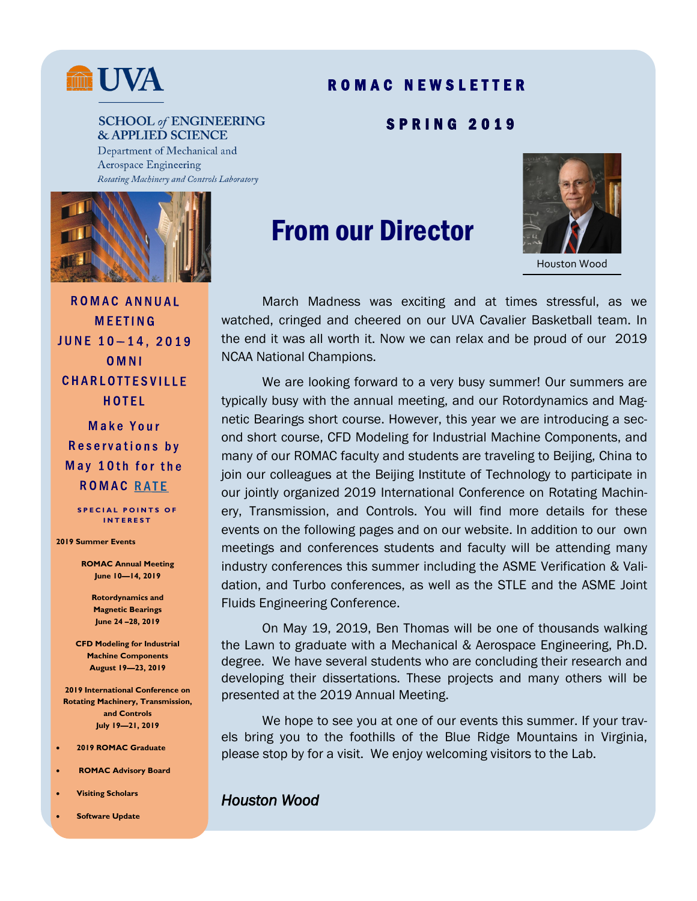UVA

SCHOOL *of* ENGINEERING & APPLIED SCIENCE

Department of Mechanical and Aerospace Engineering

*Rotating Machinery and Controls Laboratory*

# ROMAC NEWSLETTER

## SPRING 2019

**ROMAC ANNUAL MEETING JUNE 10—14, 2019 OMNI CHARLOTTESVILLE HOTEL**

**Make Your Reservations by May 10th for the ROMAC RATE**

**SPECIAL POINTS OF INTEREST**

**2019 Summer Events**

**ROMAC Annual Meeting**
**June 10—14, 2019**

**Rotordynamics and Magnetic Bearings**
**June 24 –28, 2019**

**CFD Modeling for Industrial Machine Components**
**August 19—23, 2019**

**2019 International Conference on Rotating Machinery, Transmission, and Controls**
**July 19—21, 2019**

- **2019 ROMAC Graduate**
- **ROMAC Advisory Board**
- **Visiting Scholars**
- **Software Update**

# From our Director

Houston Wood

March Madness was exciting and at times stressful, as we watched, cringed and cheered on our UVA Cavalier Basketball team. In the end it was all worth it. Now we can relax and be proud of our 2019 NCAA National Champions.

We are looking forward to a very busy summer! Our summers are typically busy with the annual meeting, and our Rotordynamics and Magnetic Bearings short course. However, this year we are introducing a second short course, CFD Modeling for Industrial Machine Components, and many of our ROMAC faculty and students are traveling to Beijing, China to join our colleagues at the Beijing Institute of Technology to participate in our jointly organized 2019 International Conference on Rotating Machinery, Transmission, and Controls. You will find more details for these events on the following pages and on our website. In addition to our own meetings and conferences students and faculty will be attending many industry conferences this summer including the ASME Verification & Validation, and Turbo conferences, as well as the STLE and the ASME Joint Fluids Engineering Conference.

On May 19, 2019, Ben Thomas will be one of thousands walking the Lawn to graduate with a Mechanical & Aerospace Engineering, Ph.D. degree. We have several students who are concluding their research and developing their dissertations. These projects and many others will be presented at the 2019 Annual Meeting.

We hope to see you at one of our events this summer. If your travels bring you to the foothills of the Blue Ridge Mountains in Virginia, please stop by for a visit. We enjoy welcoming visitors to the Lab.

*Houston Wood*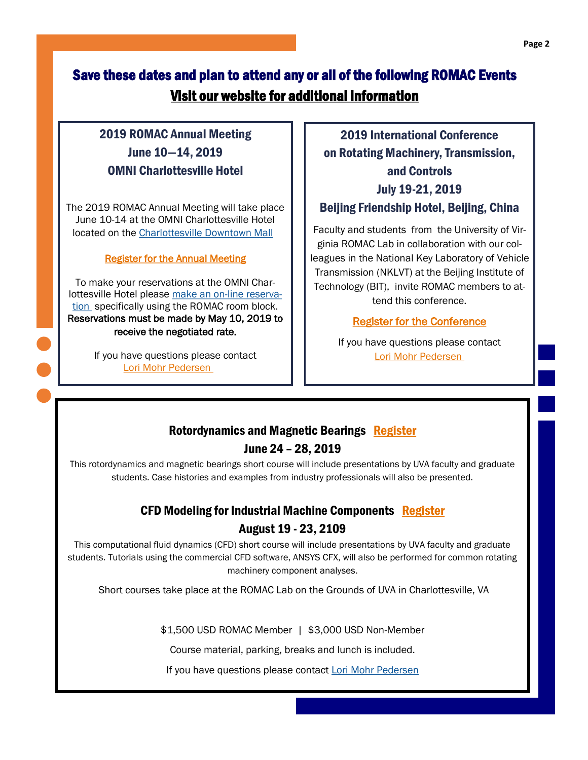## Save these dates and plan to attend any or all of the following ROMAC Events

## Visit our website for additional information

### 2019 ROMAC Annual Meeting
### June 10—14, 2019
### OMNI Charlottesville Hotel

The 2019 ROMAC Annual Meeting will take place June 10-14 at the OMNI Charlottesville Hotel located on the Charlottesville Downtown Mall

Register for the Annual Meeting

To make your reservations at the OMNI Charlottesville Hotel please make an on-line reservation specifically using the ROMAC room block. **Reservations must be made by May 10, 2019 to receive the negotiated rate.**

If you have questions please contact Lori Mohr Pedersen

### 2019 International Conference on Rotating Machinery, Transmission, and Controls
### July 19-21, 2019
### Beijing Friendship Hotel, Beijing, China

Faculty and students from the University of Virginia ROMAC Lab in collaboration with our colleagues in the National Key Laboratory of Vehicle Transmission (NKLVT) at the Beijing Institute of Technology (BIT), invite ROMAC members to attend this conference.

Register for the Conference

If you have questions please contact Lori Mohr Pedersen

### Rotordynamics and Magnetic Bearings Register
### June 24 – 28, 2019

This rotordynamics and magnetic bearings short course will include presentations by UVA faculty and graduate students. Case histories and examples from industry professionals will also be presented.

### CFD Modeling for Industrial Machine Components Register
### August 19 - 23, 2109

This computational fluid dynamics (CFD) short course will include presentations by UVA faculty and graduate students. Tutorials using the commercial CFD software, ANSYS CFX, will also be performed for common rotating machinery component analyses.

Short courses take place at the ROMAC Lab on the Grounds of UVA in Charlottesville, VA

$1,500 USD ROMAC Member | $3,000 USD Non-Member

Course material, parking, breaks and lunch is included.

If you have questions please contact Lori Mohr Pedersen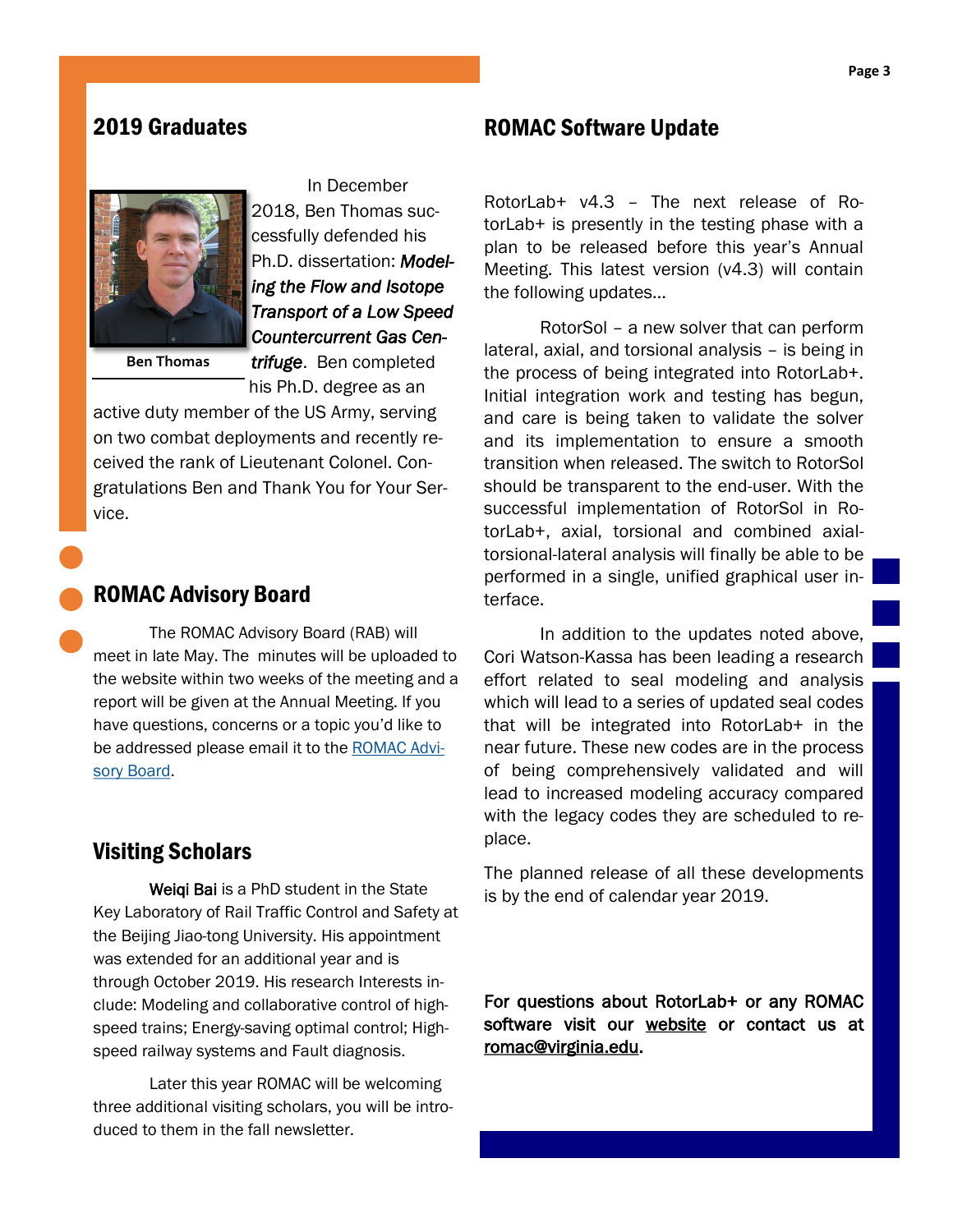## 2019 Graduates

In December 2018, Ben Thomas successfully defended his Ph.D. dissertation: ***Modeling the Flow and Isotope Transport of a Low Speed Countercurrent Gas Centrifuge***. Ben completed his Ph.D. degree as an active duty member of the US Army, serving on two combat deployments and recently received the rank of Lieutenant Colonel. Congratulations Ben and Thank You for Your Service.

Ben Thomas

## ROMAC Advisory Board

The ROMAC Advisory Board (RAB) will meet in late May. The minutes will be uploaded to the website within two weeks of the meeting and a report will be given at the Annual Meeting. If you have questions, concerns or a topic you'd like to be addressed please email it to the ROMAC Advisory Board.

## Visiting Scholars

Weiqi Bai is a PhD student in the State Key Laboratory of Rail Traffic Control and Safety at the Beijing Jiao-tong University. His appointment was extended for an additional year and is through October 2019. His research Interests include: Modeling and collaborative control of high-speed trains; Energy-saving optimal control; High-speed railway systems and Fault diagnosis.

Later this year ROMAC will be welcoming three additional visiting scholars, you will be introduced to them in the fall newsletter.

## ROMAC Software Update

RotorLab+ v4.3 – The next release of RotorLab+ is presently in the testing phase with a plan to be released before this year's Annual Meeting. This latest version (v4.3) will contain the following updates…

RotorSol – a new solver that can perform lateral, axial, and torsional analysis – is being in the process of being integrated into RotorLab+. Initial integration work and testing has begun, and care is being taken to validate the solver and its implementation to ensure a smooth transition when released. The switch to RotorSol should be transparent to the end-user. With the successful implementation of RotorSol in RotorLab+, axial, torsional and combined axial-torsional-lateral analysis will finally be able to be performed in a single, unified graphical user interface.

In addition to the updates noted above, Cori Watson-Kassa has been leading a research effort related to seal modeling and analysis which will lead to a series of updated seal codes that will be integrated into RotorLab+ in the near future. These new codes are in the process of being comprehensively validated and will lead to increased modeling accuracy compared with the legacy codes they are scheduled to replace.

The planned release of all these developments is by the end of calendar year 2019.

**For questions about RotorLab+ or any ROMAC software visit our website or contact us at romac@virginia.edu.**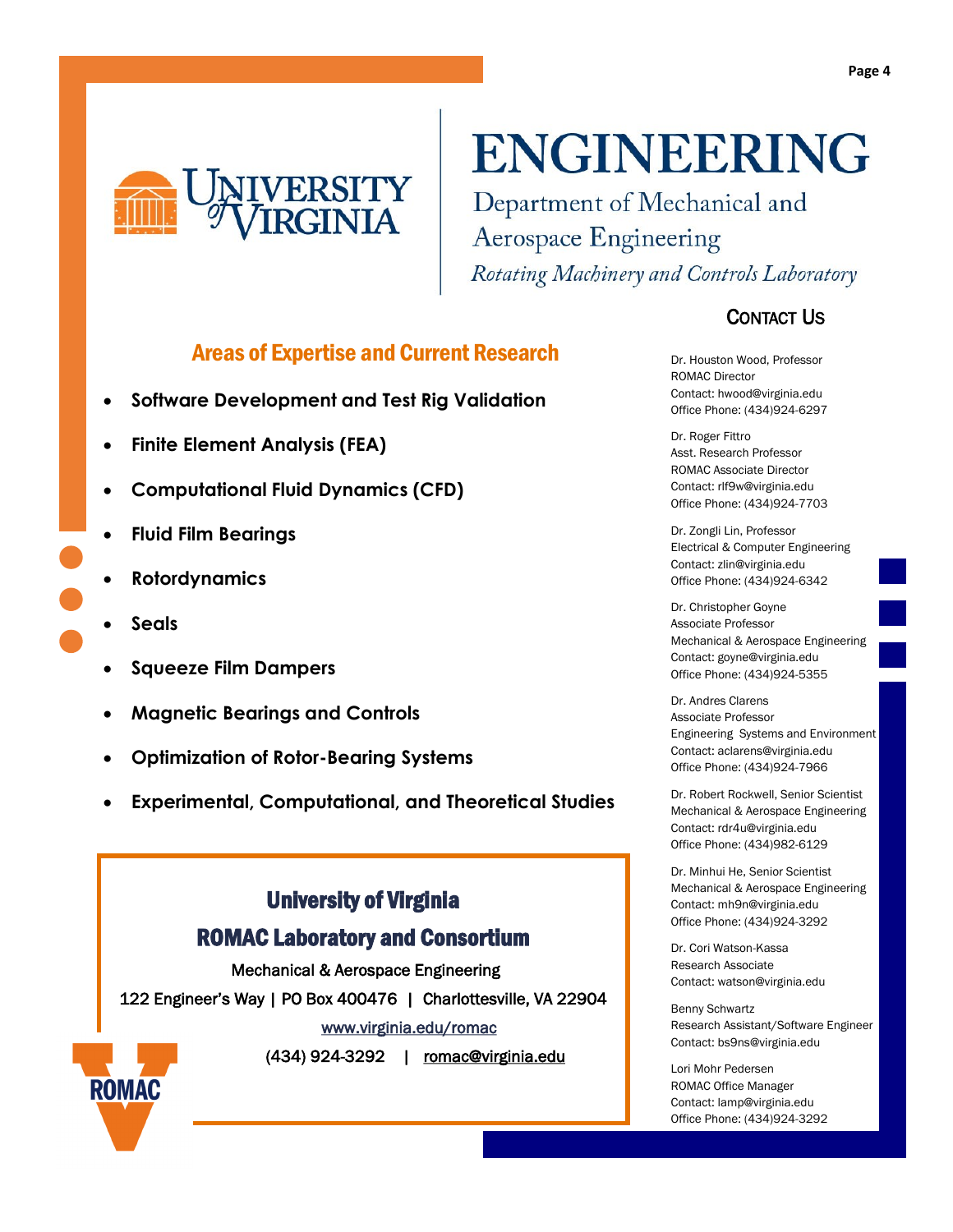University of Virginia

# ENGINEERING

Department of Mechanical and Aerospace Engineering

*Rotating Machinery and Controls Laboratory*

## Areas of Expertise and Current Research

- **Software Development and Test Rig Validation**
- **Finite Element Analysis (FEA)**
- **Computational Fluid Dynamics (CFD)**
- **Fluid Film Bearings**
- **Rotordynamics**
- **Seals**
- **Squeeze Film Dampers**
- **Magnetic Bearings and Controls**
- **Optimization of Rotor-Bearing Systems**
- **Experimental, Computational, and Theoretical Studies**

## University of Virginia
## ROMAC Laboratory and Consortium

Mechanical & Aerospace Engineering

122 Engineer's Way | PO Box 400476 | Charlottesville, VA 22904

www.virginia.edu/romac

(434) 924-3292 | romac@virginia.edu

ROMAC

## Contact Us

Dr. Houston Wood, Professor
ROMAC Director
Contact: hwood@virginia.edu
Office Phone: (434)924-6297

Dr. Roger Fittro
Asst. Research Professor
ROMAC Associate Director
Contact: rlf9w@virginia.edu
Office Phone: (434)924-7703

Dr. Zongli Lin, Professor
Electrical & Computer Engineering
Contact: zlin@virginia.edu
Office Phone: (434)924-6342

Dr. Christopher Goyne
Associate Professor
Mechanical & Aerospace Engineering
Contact: goyne@virginia.edu
Office Phone: (434)924-5355

Dr. Andres Clarens
Associate Professor
Engineering Systems and Environment
Contact: aclarens@virginia.edu
Office Phone: (434)924-7966

Dr. Robert Rockwell, Senior Scientist
Mechanical & Aerospace Engineering
Contact: rdr4u@virginia.edu
Office Phone: (434)982-6129

Dr. Minhui He, Senior Scientist
Mechanical & Aerospace Engineering
Contact: mh9n@virginia.edu
Office Phone: (434)924-3292

Dr. Cori Watson-Kassa
Research Associate
Contact: watson@virginia.edu

Benny Schwartz
Research Assistant/Software Engineer
Contact: bs9ns@virginia.edu

Lori Mohr Pedersen
ROMAC Office Manager
Contact: lamp@virginia.edu
Office Phone: (434)924-3292